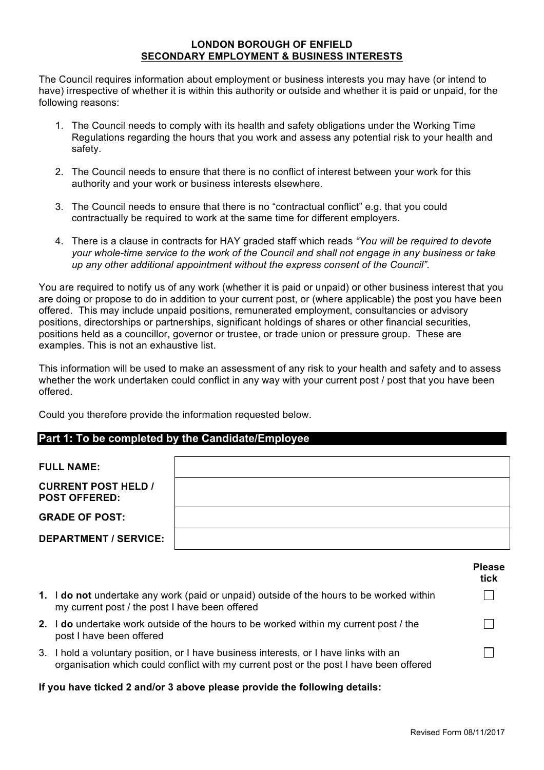# LONDON BOROUGH OF ENFIELD
## SECONDARY EMPLOYMENT & BUSINESS INTERESTS

The Council requires information about employment or business interests you may have (or intend to have) irrespective of whether it is within this authority or outside and whether it is paid or unpaid, for the following reasons:

1. The Council needs to comply with its health and safety obligations under the Working Time Regulations regarding the hours that you work and assess any potential risk to your health and safety.

2. The Council needs to ensure that there is no conflict of interest between your work for this authority and your work or business interests elsewhere.

3. The Council needs to ensure that there is no "contractual conflict" e.g. that you could contractually be required to work at the same time for different employers.

4. There is a clause in contracts for HAY graded staff which reads *"You will be required to devote your whole-time service to the work of the Council and shall not engage in any business or take up any other additional appointment without the express consent of the Council"*.

You are required to notify us of any work (whether it is paid or unpaid) or other business interest that you are doing or propose to do in addition to your current post, or (where applicable) the post you have been offered. This may include unpaid positions, remunerated employment, consultancies or advisory positions, directorships or partnerships, significant holdings of shares or other financial securities, positions held as a councillor, governor or trustee, or trade union or pressure group. These are examples. This is not an exhaustive list.

This information will be used to make an assessment of any risk to your health and safety and to assess whether the work undertaken could conflict in any way with your current post / post that you have been offered.

Could you therefore provide the information requested below.

## Part 1: To be completed by the Candidate/Employee

| | |
|---|---|
| **FULL NAME:** | |
| **CURRENT POST HELD / POST OFFERED:** | |
| **GRADE OF POST:** | |
| **DEPARTMENT / SERVICE:** | |

| | | **Please tick** |
|---|---|---|
| **1.** | I **do not** undertake any work (paid or unpaid) outside of the hours to be worked within my current post / the post I have been offered | ☐ |
| **2.** | I **do** undertake work outside of the hours to be worked within my current post / the post I have been offered | ☐ |
| 3. | I hold a voluntary position, or I have business interests, or I have links with an organisation which could conflict with my current post or the post I have been offered | ☐ |

**If you have ticked 2 and/or 3 above please provide the following details:**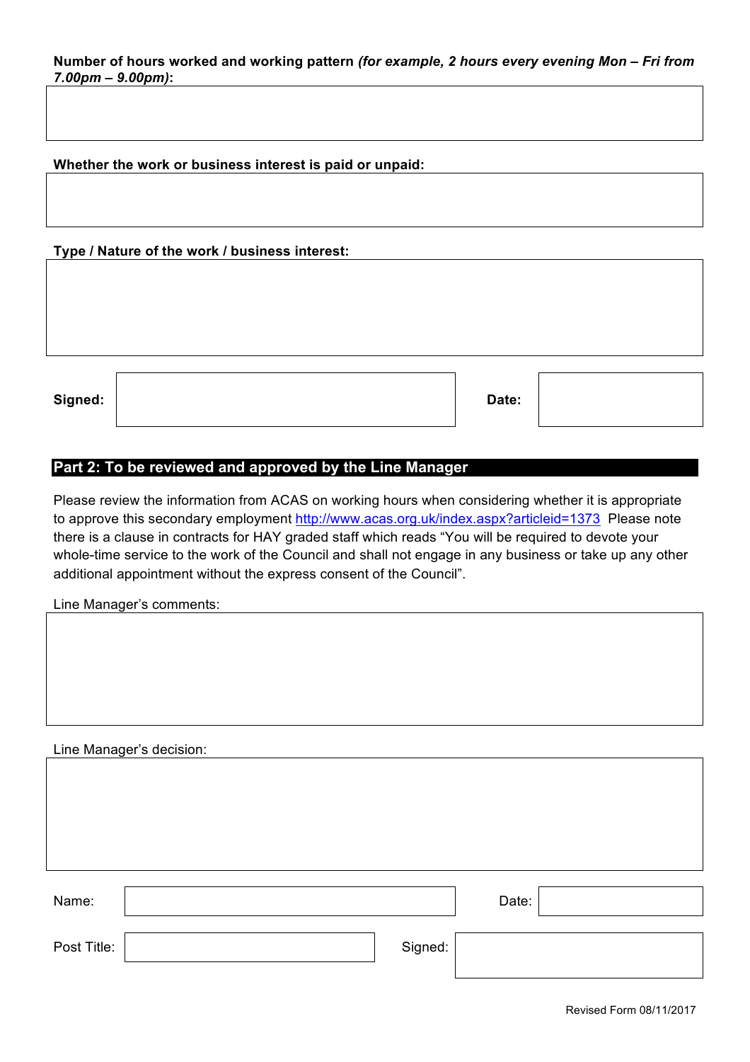**Number of hours worked and working pattern** ***(for example, 2 hours every evening Mon – Fri from 7.00pm – 9.00pm)*****:**

**Whether the work or business interest is paid or unpaid:**

**Type / Nature of the work / business interest:**

**Signed:** **Date:**

## Part 2: To be reviewed and approved by the Line Manager

Please review the information from ACAS on working hours when considering whether it is appropriate to approve this secondary employment http://www.acas.org.uk/index.aspx?articleid=1373 Please note there is a clause in contracts for HAY graded staff which reads "You will be required to devote your whole-time service to the work of the Council and shall not engage in any business or take up any other additional appointment without the express consent of the Council".

Line Manager's comments:

Line Manager's decision:

Name: Date:

Post Title: Signed:

Revised Form 08/11/2017